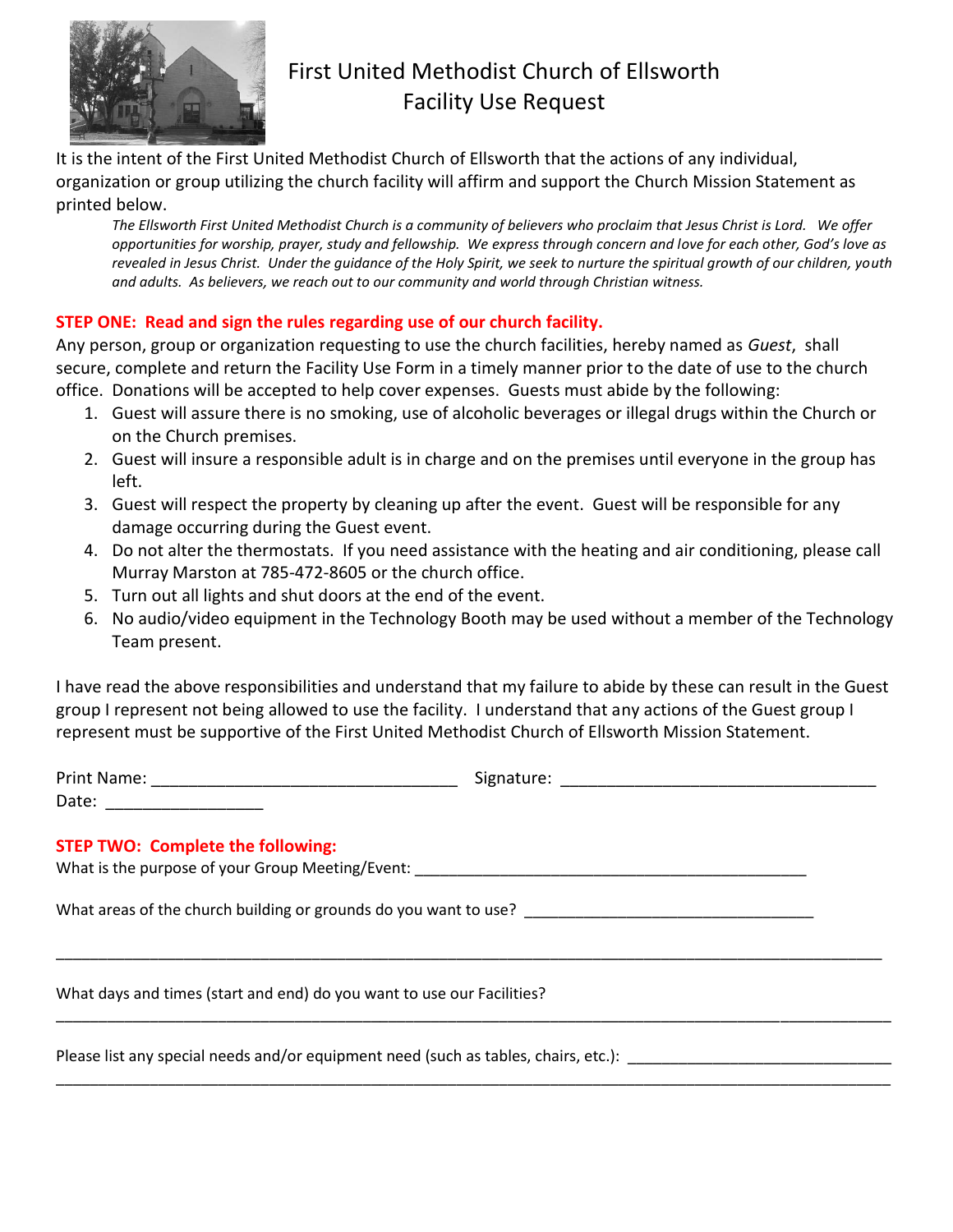# First United Methodist Church of Ellsworth
## Facility Use Request

It is the intent of the First United Methodist Church of Ellsworth that the actions of any individual, organization or group utilizing the church facility will affirm and support the Church Mission Statement as printed below.

*The Ellsworth First United Methodist Church is a community of believers who proclaim that Jesus Christ is Lord. We offer opportunities for worship, prayer, study and fellowship. We express through concern and love for each other, God's love as revealed in Jesus Christ. Under the guidance of the Holy Spirit, we seek to nurture the spiritual growth of our children, youth and adults. As believers, we reach out to our community and world through Christian witness.*

**STEP ONE: Read and sign the rules regarding use of our church facility.**

Any person, group or organization requesting to use the church facilities, hereby named as *Guest*, shall secure, complete and return the Facility Use Form in a timely manner prior to the date of use to the church office. Donations will be accepted to help cover expenses. Guests must abide by the following:

1. Guest will assure there is no smoking, use of alcoholic beverages or illegal drugs within the Church or on the Church premises.
2. Guest will insure a responsible adult is in charge and on the premises until everyone in the group has left.
3. Guest will respect the property by cleaning up after the event. Guest will be responsible for any damage occurring during the Guest event.
4. Do not alter the thermostats. If you need assistance with the heating and air conditioning, please call Murray Marston at 785-472-8605 or the church office.
5. Turn out all lights and shut doors at the end of the event.
6. No audio/video equipment in the Technology Booth may be used without a member of the Technology Team present.

I have read the above responsibilities and understand that my failure to abide by these can result in the Guest group I represent not being allowed to use the facility. I understand that any actions of the Guest group I represent must be supportive of the First United Methodist Church of Ellsworth Mission Statement.

Print Name: _________________________________ Signature: __________________________________

Date: _________________

**STEP TWO: Complete the following:**

What is the purpose of your Group Meeting/Event: ___________________________________________

What areas of the church building or grounds do you want to use? _______________________________

_____________________________________________________________________________________

What days and times (start and end) do you want to use our Facilities?

_____________________________________________________________________________________

Please list any special needs and/or equipment need (such as tables, chairs, etc.): ___________________

_____________________________________________________________________________________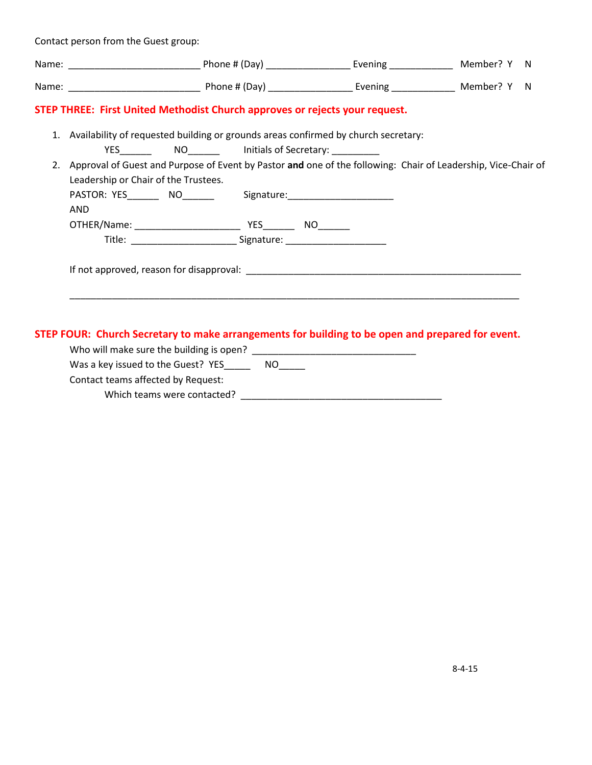Contact person from the Guest group:

Name: ________________________ Phone # (Day) _______________ Evening ___________ Member? Y N

Name: ________________________ Phone # (Day) _______________ Evening ___________ Member? Y N

**STEP THREE: First United Methodist Church approves or rejects your request.**

1. Availability of requested building or grounds areas confirmed by church secretary:

   YES______ NO______ Initials of Secretary: _________

2. Approval of Guest and Purpose of Event by Pastor **and** one of the following: Chair of Leadership, Vice-Chair of Leadership or Chair of the Trustees.

   PASTOR: YES______ NO______ Signature:___________________

   AND

   OTHER/Name: ___________________ YES______ NO______

   Title: ___________________ Signature: __________________

   If not approved, reason for disapproval: ___________________________________________________

   ________________________________________________________________________________

**STEP FOUR: Church Secretary to make arrangements for building to be open and prepared for event.**

Who will make sure the building is open? ______________________________

Was a key issued to the Guest? YES_____ NO_____

Contact teams affected by Request:

Which teams were contacted? _____________________________________

8-4-15